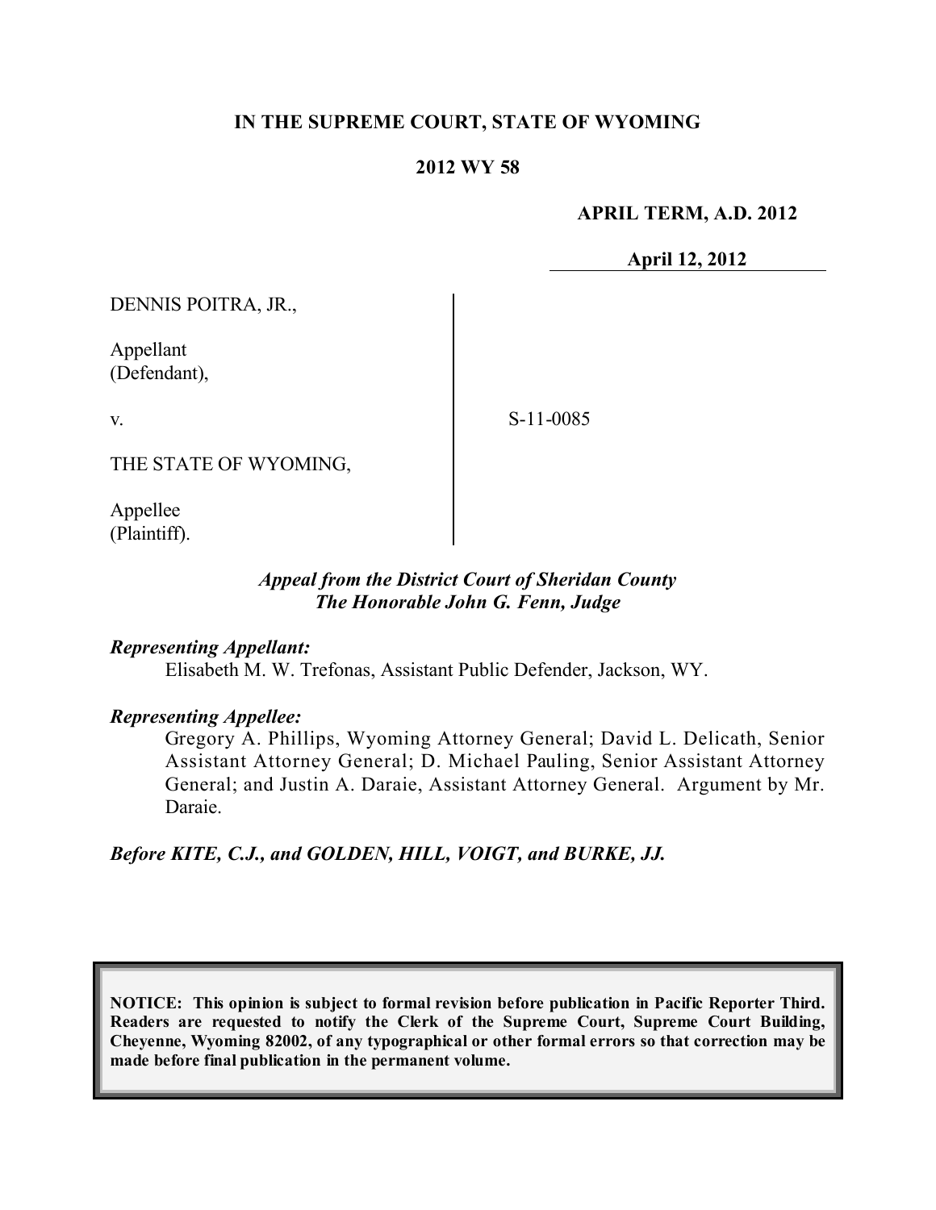**IN THE SUPREME COURT, STATE OF WYOMING**

**2012 WY 58**

**APRIL TERM, A.D. 2012**

**April 12, 2012**

DENNIS POITRA, JR.,

Appellant
(Defendant),

v.

THE STATE OF WYOMING,

Appellee
(Plaintiff).

S-11-0085

*Appeal from the District Court of Sheridan County*
*The Honorable John G. Fenn, Judge*

***Representing Appellant:***

Elisabeth M. W. Trefonas, Assistant Public Defender, Jackson, WY.

***Representing Appellee:***

Gregory A. Phillips, Wyoming Attorney General; David L. Delicath, Senior Assistant Attorney General; D. Michael Pauling, Senior Assistant Attorney General; and Justin A. Daraie, Assistant Attorney General. Argument by Mr. Daraie.

***Before KITE, C.J., and GOLDEN, HILL, VOIGT, and BURKE, JJ.***

**NOTICE: This opinion is subject to formal revision before publication in Pacific Reporter Third. Readers are requested to notify the Clerk of the Supreme Court, Supreme Court Building, Cheyenne, Wyoming 82002, of any typographical or other formal errors so that correction may be made before final publication in the permanent volume.**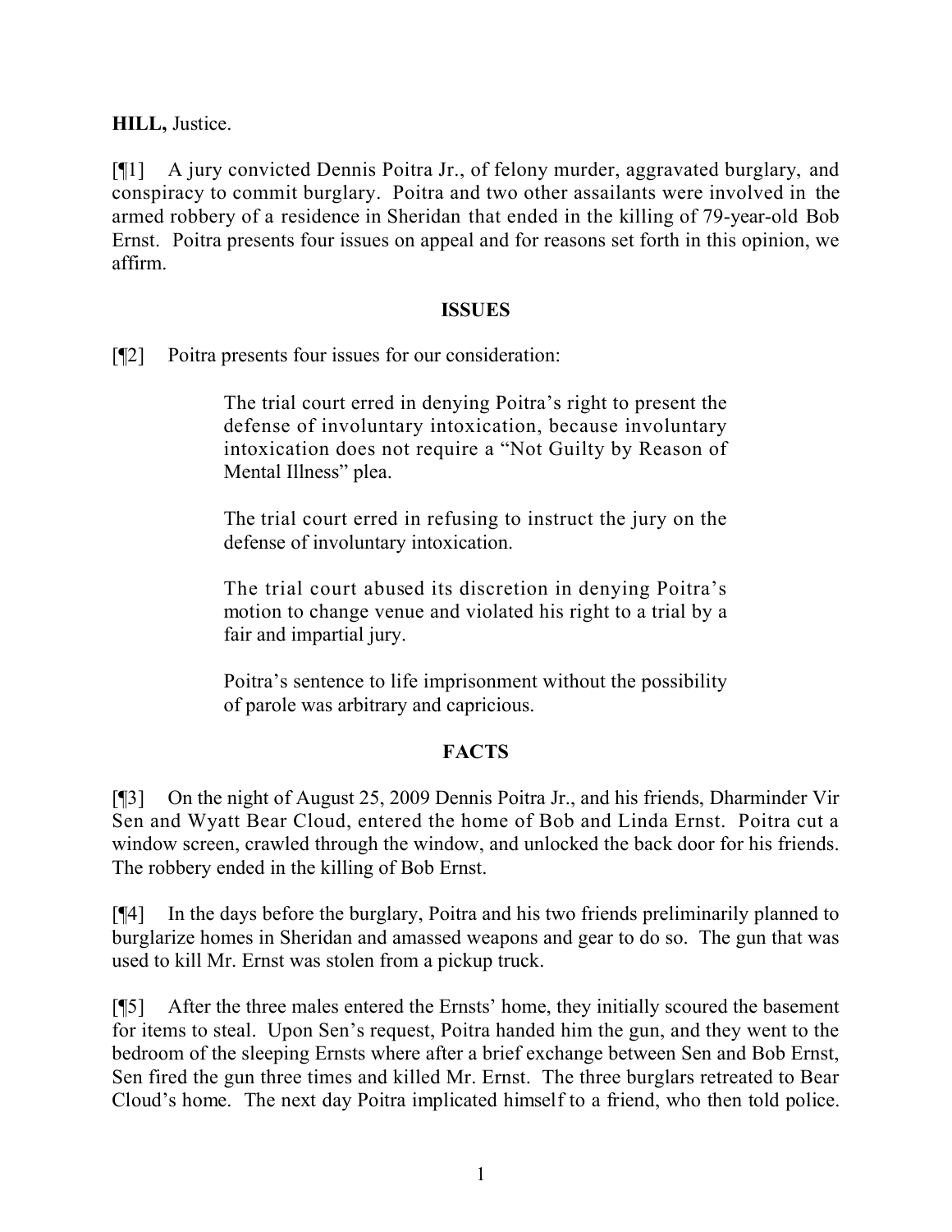**HILL,** Justice.

[¶1] A jury convicted Dennis Poitra Jr., of felony murder, aggravated burglary, and conspiracy to commit burglary. Poitra and two other assailants were involved in the armed robbery of a residence in Sheridan that ended in the killing of 79-year-old Bob Ernst. Poitra presents four issues on appeal and for reasons set forth in this opinion, we affirm.

## ISSUES

[¶2] Poitra presents four issues for our consideration:

> The trial court erred in denying Poitra's right to present the defense of involuntary intoxication, because involuntary intoxication does not require a "Not Guilty by Reason of Mental Illness" plea.
>
> The trial court erred in refusing to instruct the jury on the defense of involuntary intoxication.
>
> The trial court abused its discretion in denying Poitra's motion to change venue and violated his right to a trial by a fair and impartial jury.
>
> Poitra's sentence to life imprisonment without the possibility of parole was arbitrary and capricious.

## FACTS

[¶3] On the night of August 25, 2009 Dennis Poitra Jr., and his friends, Dharminder Vir Sen and Wyatt Bear Cloud, entered the home of Bob and Linda Ernst. Poitra cut a window screen, crawled through the window, and unlocked the back door for his friends. The robbery ended in the killing of Bob Ernst.

[¶4] In the days before the burglary, Poitra and his two friends preliminarily planned to burglarize homes in Sheridan and amassed weapons and gear to do so. The gun that was used to kill Mr. Ernst was stolen from a pickup truck.

[¶5] After the three males entered the Ernsts' home, they initially scoured the basement for items to steal. Upon Sen's request, Poitra handed him the gun, and they went to the bedroom of the sleeping Ernsts where after a brief exchange between Sen and Bob Ernst, Sen fired the gun three times and killed Mr. Ernst. The three burglars retreated to Bear Cloud's home. The next day Poitra implicated himself to a friend, who then told police.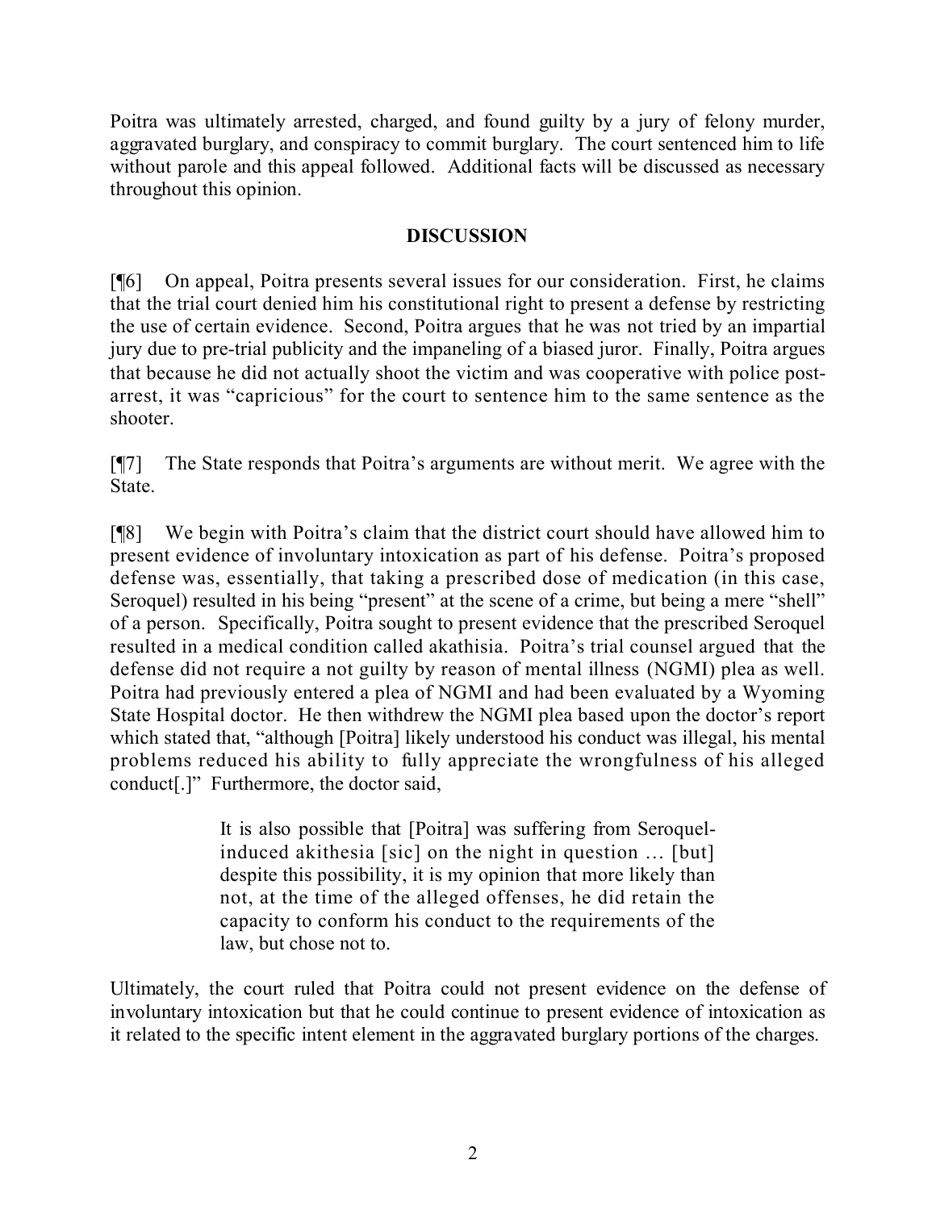Poitra was ultimately arrested, charged, and found guilty by a jury of felony murder, aggravated burglary, and conspiracy to commit burglary. The court sentenced him to life without parole and this appeal followed. Additional facts will be discussed as necessary throughout this opinion.

## DISCUSSION

[¶6] On appeal, Poitra presents several issues for our consideration. First, he claims that the trial court denied him his constitutional right to present a defense by restricting the use of certain evidence. Second, Poitra argues that he was not tried by an impartial jury due to pre-trial publicity and the impaneling of a biased juror. Finally, Poitra argues that because he did not actually shoot the victim and was cooperative with police post-arrest, it was "capricious" for the court to sentence him to the same sentence as the shooter.

[¶7] The State responds that Poitra's arguments are without merit. We agree with the State.

[¶8] We begin with Poitra's claim that the district court should have allowed him to present evidence of involuntary intoxication as part of his defense. Poitra's proposed defense was, essentially, that taking a prescribed dose of medication (in this case, Seroquel) resulted in his being "present" at the scene of a crime, but being a mere "shell" of a person. Specifically, Poitra sought to present evidence that the prescribed Seroquel resulted in a medical condition called akathisia. Poitra's trial counsel argued that the defense did not require a not guilty by reason of mental illness (NGMI) plea as well. Poitra had previously entered a plea of NGMI and had been evaluated by a Wyoming State Hospital doctor. He then withdrew the NGMI plea based upon the doctor's report which stated that, "although [Poitra] likely understood his conduct was illegal, his mental problems reduced his ability to fully appreciate the wrongfulness of his alleged conduct[.]" Furthermore, the doctor said,

> It is also possible that [Poitra] was suffering from Seroquel-induced akithesia [sic] on the night in question … [but] despite this possibility, it is my opinion that more likely than not, at the time of the alleged offenses, he did retain the capacity to conform his conduct to the requirements of the law, but chose not to.

Ultimately, the court ruled that Poitra could not present evidence on the defense of involuntary intoxication but that he could continue to present evidence of intoxication as it related to the specific intent element in the aggravated burglary portions of the charges.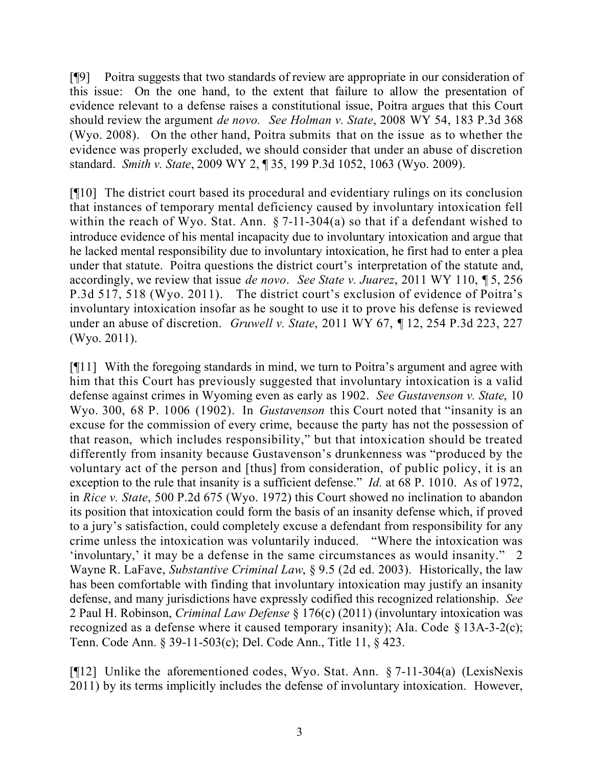[¶9] Poitra suggests that two standards of review are appropriate in our consideration of this issue: On the one hand, to the extent that failure to allow the presentation of evidence relevant to a defense raises a constitutional issue, Poitra argues that this Court should review the argument *de novo*. *See Holman v. State*, 2008 WY 54, 183 P.3d 368 (Wyo. 2008). On the other hand, Poitra submits that on the issue as to whether the evidence was properly excluded, we should consider that under an abuse of discretion standard. *Smith v. State*, 2009 WY 2, ¶ 35, 199 P.3d 1052, 1063 (Wyo. 2009).

[¶10] The district court based its procedural and evidentiary rulings on its conclusion that instances of temporary mental deficiency caused by involuntary intoxication fell within the reach of Wyo. Stat. Ann. § 7-11-304(a) so that if a defendant wished to introduce evidence of his mental incapacity due to involuntary intoxication and argue that he lacked mental responsibility due to involuntary intoxication, he first had to enter a plea under that statute. Poitra questions the district court's interpretation of the statute and, accordingly, we review that issue *de novo*. *See State v. Juarez*, 2011 WY 110, ¶ 5, 256 P.3d 517, 518 (Wyo. 2011). The district court's exclusion of evidence of Poitra's involuntary intoxication insofar as he sought to use it to prove his defense is reviewed under an abuse of discretion. *Gruwell v. State*, 2011 WY 67, ¶ 12, 254 P.3d 223, 227 (Wyo. 2011).

[¶11] With the foregoing standards in mind, we turn to Poitra's argument and agree with him that this Court has previously suggested that involuntary intoxication is a valid defense against crimes in Wyoming even as early as 1902. *See Gustavenson v. State*, 10 Wyo. 300, 68 P. 1006 (1902). In *Gustavenson* this Court noted that "insanity is an excuse for the commission of every crime, because the party has not the possession of that reason, which includes responsibility," but that intoxication should be treated differently from insanity because Gustavenson's drunkenness was "produced by the voluntary act of the person and [thus] from consideration, of public policy, it is an exception to the rule that insanity is a sufficient defense." *Id.* at 68 P. 1010. As of 1972, in *Rice v. State*, 500 P.2d 675 (Wyo. 1972) this Court showed no inclination to abandon its position that intoxication could form the basis of an insanity defense which, if proved to a jury's satisfaction, could completely excuse a defendant from responsibility for any crime unless the intoxication was voluntarily induced. "Where the intoxication was 'involuntary,' it may be a defense in the same circumstances as would insanity." 2 Wayne R. LaFave, *Substantive Criminal Law*, § 9.5 (2d ed. 2003). Historically, the law has been comfortable with finding that involuntary intoxication may justify an insanity defense, and many jurisdictions have expressly codified this recognized relationship. *See* 2 Paul H. Robinson, *Criminal Law Defense* § 176(c) (2011) (involuntary intoxication was recognized as a defense where it caused temporary insanity); Ala. Code § 13A-3-2(c); Tenn. Code Ann. § 39-11-503(c); Del. Code Ann., Title 11, § 423.

[¶12] Unlike the aforementioned codes, Wyo. Stat. Ann. § 7-11-304(a) (LexisNexis 2011) by its terms implicitly includes the defense of involuntary intoxication. However,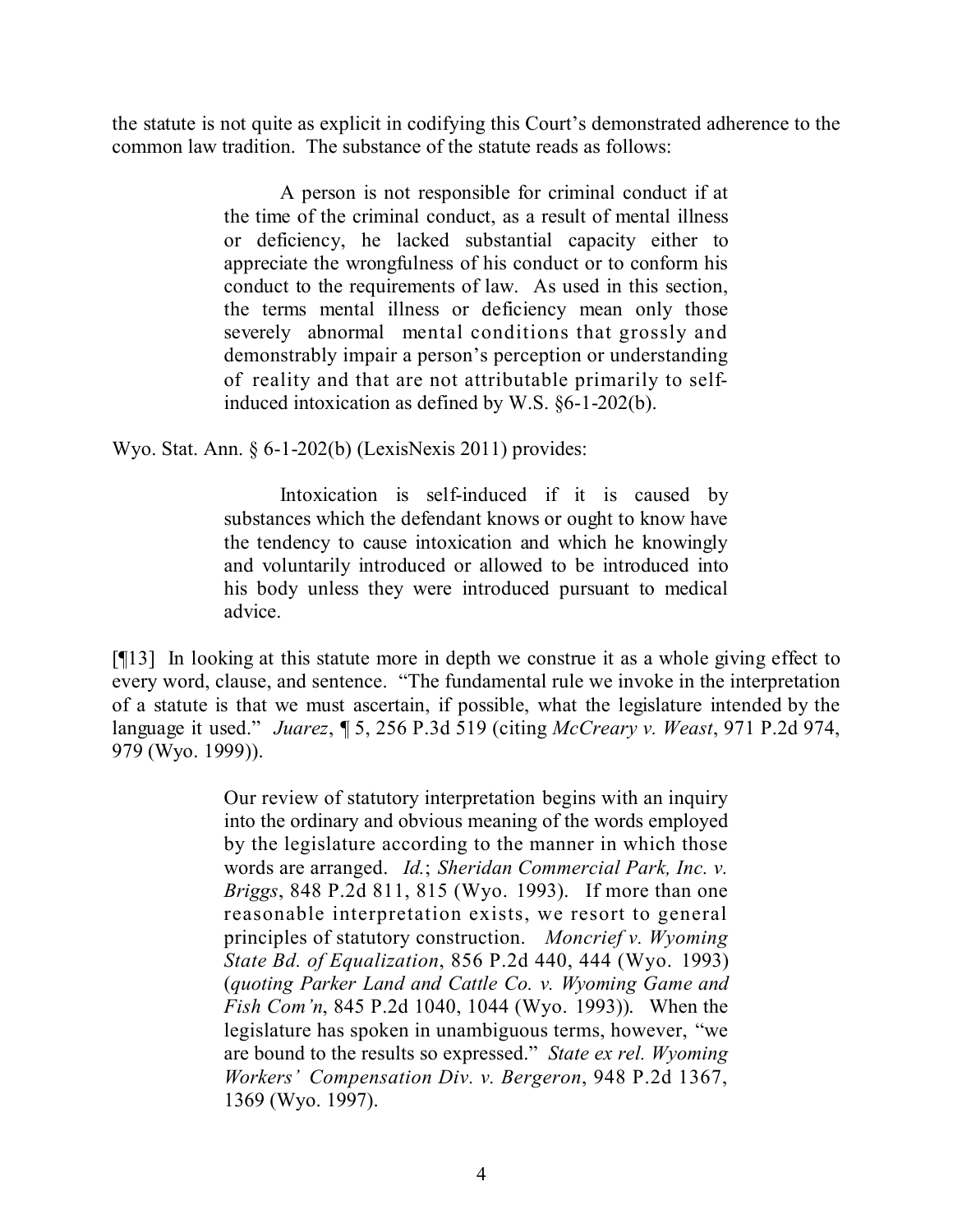the statute is not quite as explicit in codifying this Court's demonstrated adherence to the common law tradition. The substance of the statute reads as follows:

> A person is not responsible for criminal conduct if at the time of the criminal conduct, as a result of mental illness or deficiency, he lacked substantial capacity either to appreciate the wrongfulness of his conduct or to conform his conduct to the requirements of law. As used in this section, the terms mental illness or deficiency mean only those severely abnormal mental conditions that grossly and demonstrably impair a person's perception or understanding of reality and that are not attributable primarily to self-induced intoxication as defined by W.S. §6-1-202(b).

Wyo. Stat. Ann. § 6-1-202(b) (LexisNexis 2011) provides:

> Intoxication is self-induced if it is caused by substances which the defendant knows or ought to know have the tendency to cause intoxication and which he knowingly and voluntarily introduced or allowed to be introduced into his body unless they were introduced pursuant to medical advice.

[¶13] In looking at this statute more in depth we construe it as a whole giving effect to every word, clause, and sentence. "The fundamental rule we invoke in the interpretation of a statute is that we must ascertain, if possible, what the legislature intended by the language it used." *Juarez*, ¶ 5, 256 P.3d 519 (citing *McCreary v. Weast*, 971 P.2d 974, 979 (Wyo. 1999)).

> Our review of statutory interpretation begins with an inquiry into the ordinary and obvious meaning of the words employed by the legislature according to the manner in which those words are arranged. *Id.*; *Sheridan Commercial Park, Inc. v. Briggs*, 848 P.2d 811, 815 (Wyo. 1993). If more than one reasonable interpretation exists, we resort to general principles of statutory construction. *Moncrief v. Wyoming State Bd. of Equalization*, 856 P.2d 440, 444 (Wyo. 1993) (*quoting Parker Land and Cattle Co. v. Wyoming Game and Fish Com'n*, 845 P.2d 1040, 1044 (Wyo. 1993)). When the legislature has spoken in unambiguous terms, however, "we are bound to the results so expressed." *State ex rel. Wyoming Workers' Compensation Div. v. Bergeron*, 948 P.2d 1367, 1369 (Wyo. 1997).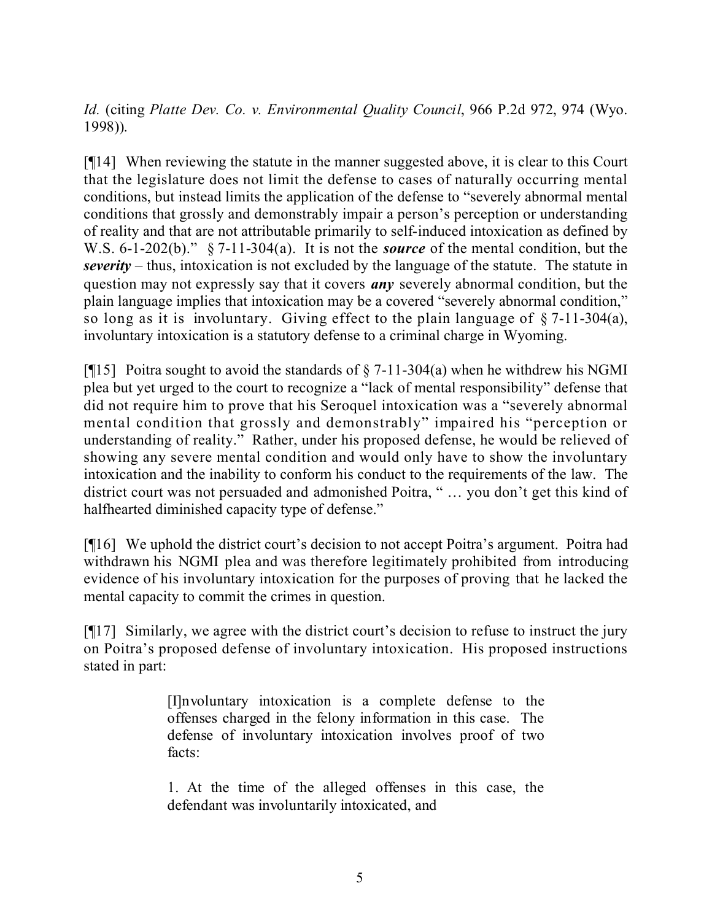*Id.* (citing *Platte Dev. Co. v. Environmental Quality Council*, 966 P.2d 972, 974 (Wyo. 1998)).

[¶14] When reviewing the statute in the manner suggested above, it is clear to this Court that the legislature does not limit the defense to cases of naturally occurring mental conditions, but instead limits the application of the defense to "severely abnormal mental conditions that grossly and demonstrably impair a person's perception or understanding of reality and that are not attributable primarily to self-induced intoxication as defined by W.S. 6-1-202(b)." § 7-11-304(a). It is not the ***source*** of the mental condition, but the ***severity*** – thus, intoxication is not excluded by the language of the statute. The statute in question may not expressly say that it covers ***any*** severely abnormal condition, but the plain language implies that intoxication may be a covered "severely abnormal condition," so long as it is involuntary. Giving effect to the plain language of § 7-11-304(a), involuntary intoxication is a statutory defense to a criminal charge in Wyoming.

[¶15] Poitra sought to avoid the standards of § 7-11-304(a) when he withdrew his NGMI plea but yet urged to the court to recognize a "lack of mental responsibility" defense that did not require him to prove that his Seroquel intoxication was a "severely abnormal mental condition that grossly and demonstrably" impaired his "perception or understanding of reality." Rather, under his proposed defense, he would be relieved of showing any severe mental condition and would only have to show the involuntary intoxication and the inability to conform his conduct to the requirements of the law. The district court was not persuaded and admonished Poitra, " … you don't get this kind of halfhearted diminished capacity type of defense."

[¶16] We uphold the district court's decision to not accept Poitra's argument. Poitra had withdrawn his NGMI plea and was therefore legitimately prohibited from introducing evidence of his involuntary intoxication for the purposes of proving that he lacked the mental capacity to commit the crimes in question.

[¶17] Similarly, we agree with the district court's decision to refuse to instruct the jury on Poitra's proposed defense of involuntary intoxication. His proposed instructions stated in part:

> [I]nvoluntary intoxication is a complete defense to the offenses charged in the felony information in this case. The defense of involuntary intoxication involves proof of two facts:
>
> 1. At the time of the alleged offenses in this case, the defendant was involuntarily intoxicated, and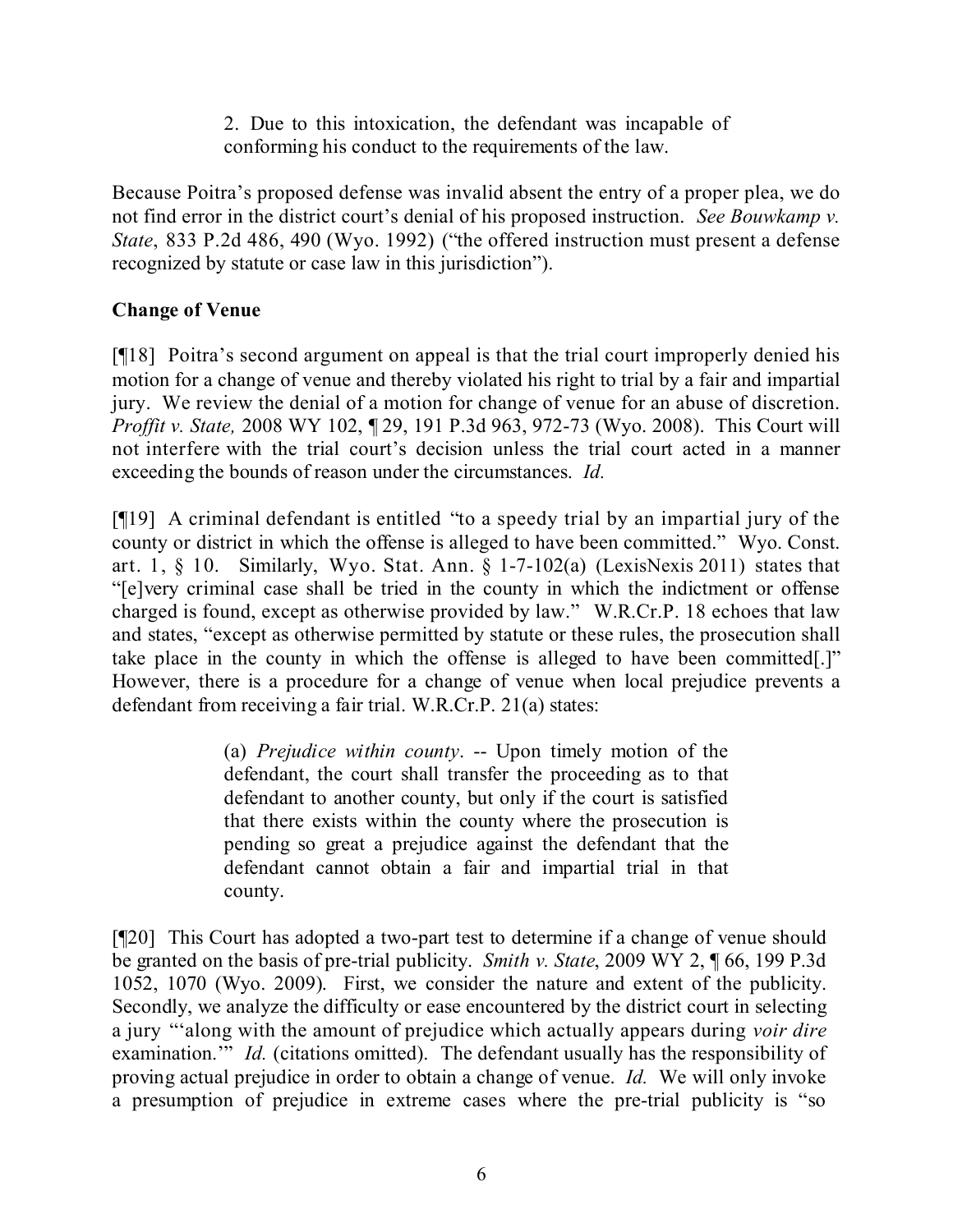> 2. Due to this intoxication, the defendant was incapable of conforming his conduct to the requirements of the law.

Because Poitra's proposed defense was invalid absent the entry of a proper plea, we do not find error in the district court's denial of his proposed instruction. *See Bouwkamp v. State*, 833 P.2d 486, 490 (Wyo. 1992) ("the offered instruction must present a defense recognized by statute or case law in this jurisdiction").

**Change of Venue**

[¶18] Poitra's second argument on appeal is that the trial court improperly denied his motion for a change of venue and thereby violated his right to trial by a fair and impartial jury. We review the denial of a motion for change of venue for an abuse of discretion. *Proffit v. State,* 2008 WY 102, ¶ 29, 191 P.3d 963, 972-73 (Wyo. 2008). This Court will not interfere with the trial court's decision unless the trial court acted in a manner exceeding the bounds of reason under the circumstances. *Id.*

[¶19] A criminal defendant is entitled "to a speedy trial by an impartial jury of the county or district in which the offense is alleged to have been committed." Wyo. Const. art. 1, § 10. Similarly, Wyo. Stat. Ann. § 1-7-102(a) (LexisNexis 2011) states that "[e]very criminal case shall be tried in the county in which the indictment or offense charged is found, except as otherwise provided by law." W.R.Cr.P. 18 echoes that law and states, "except as otherwise permitted by statute or these rules, the prosecution shall take place in the county in which the offense is alleged to have been committed[.]" However, there is a procedure for a change of venue when local prejudice prevents a defendant from receiving a fair trial. W.R.Cr.P. 21(a) states:

> (a) *Prejudice within county*. -- Upon timely motion of the defendant, the court shall transfer the proceeding as to that defendant to another county, but only if the court is satisfied that there exists within the county where the prosecution is pending so great a prejudice against the defendant that the defendant cannot obtain a fair and impartial trial in that county.

[¶20] This Court has adopted a two-part test to determine if a change of venue should be granted on the basis of pre-trial publicity. *Smith v. State*, 2009 WY 2, ¶ 66, 199 P.3d 1052, 1070 (Wyo. 2009). First, we consider the nature and extent of the publicity. Secondly, we analyze the difficulty or ease encountered by the district court in selecting a jury "'along with the amount of prejudice which actually appears during *voir dire* examination.'" *Id.* (citations omitted). The defendant usually has the responsibility of proving actual prejudice in order to obtain a change of venue. *Id.* We will only invoke a presumption of prejudice in extreme cases where the pre-trial publicity is "so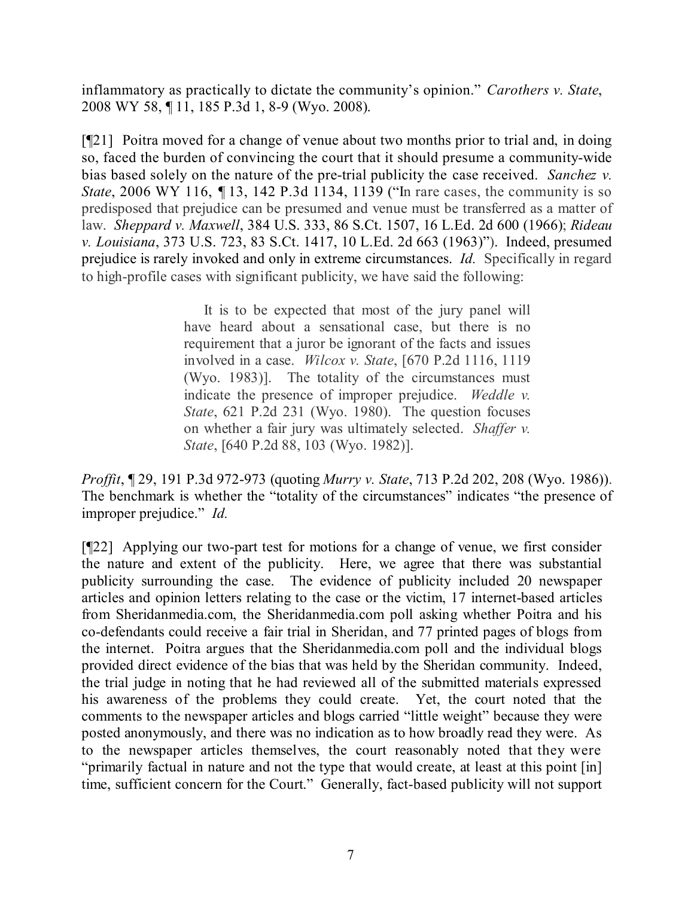inflammatory as practically to dictate the community's opinion." *Carothers v. State*, 2008 WY 58, ¶ 11, 185 P.3d 1, 8-9 (Wyo. 2008).

[¶21] Poitra moved for a change of venue about two months prior to trial and, in doing so, faced the burden of convincing the court that it should presume a community-wide bias based solely on the nature of the pre-trial publicity the case received. *Sanchez v. State*, 2006 WY 116, ¶ 13, 142 P.3d 1134, 1139 ("In rare cases, the community is so predisposed that prejudice can be presumed and venue must be transferred as a matter of law. *Sheppard v. Maxwell*, 384 U.S. 333, 86 S.Ct. 1507, 16 L.Ed. 2d 600 (1966); *Rideau v. Louisiana*, 373 U.S. 723, 83 S.Ct. 1417, 10 L.Ed. 2d 663 (1963)"). Indeed, presumed prejudice is rarely invoked and only in extreme circumstances. *Id.* Specifically in regard to high-profile cases with significant publicity, we have said the following:

> It is to be expected that most of the jury panel will have heard about a sensational case, but there is no requirement that a juror be ignorant of the facts and issues involved in a case. *Wilcox v. State*, [670 P.2d 1116, 1119 (Wyo. 1983)]. The totality of the circumstances must indicate the presence of improper prejudice. *Weddle v. State*, 621 P.2d 231 (Wyo. 1980). The question focuses on whether a fair jury was ultimately selected. *Shaffer v. State*, [640 P.2d 88, 103 (Wyo. 1982)].

*Proffit*, ¶ 29, 191 P.3d 972-973 (quoting *Murry v. State*, 713 P.2d 202, 208 (Wyo. 1986)). The benchmark is whether the "totality of the circumstances" indicates "the presence of improper prejudice." *Id.*

[¶22] Applying our two-part test for motions for a change of venue, we first consider the nature and extent of the publicity. Here, we agree that there was substantial publicity surrounding the case. The evidence of publicity included 20 newspaper articles and opinion letters relating to the case or the victim, 17 internet-based articles from Sheridanmedia.com, the Sheridanmedia.com poll asking whether Poitra and his co-defendants could receive a fair trial in Sheridan, and 77 printed pages of blogs from the internet. Poitra argues that the Sheridanmedia.com poll and the individual blogs provided direct evidence of the bias that was held by the Sheridan community. Indeed, the trial judge in noting that he had reviewed all of the submitted materials expressed his awareness of the problems they could create. Yet, the court noted that the comments to the newspaper articles and blogs carried "little weight" because they were posted anonymously, and there was no indication as to how broadly read they were. As to the newspaper articles themselves, the court reasonably noted that they were "primarily factual in nature and not the type that would create, at least at this point [in] time, sufficient concern for the Court." Generally, fact-based publicity will not support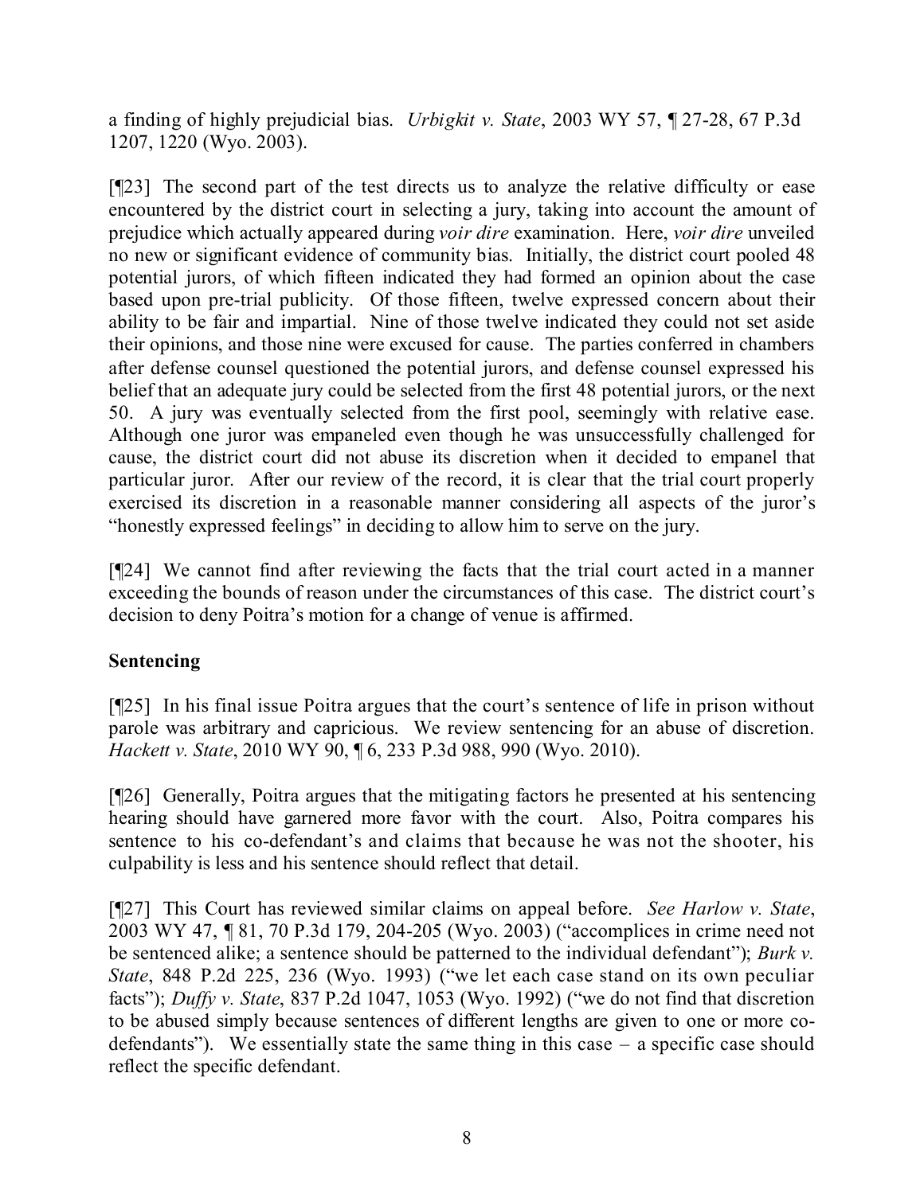a finding of highly prejudicial bias. *Urbigkit v. State*, 2003 WY 57, ¶ 27-28, 67 P.3d 1207, 1220 (Wyo. 2003).

[¶23] The second part of the test directs us to analyze the relative difficulty or ease encountered by the district court in selecting a jury, taking into account the amount of prejudice which actually appeared during *voir dire* examination. Here, *voir dire* unveiled no new or significant evidence of community bias. Initially, the district court pooled 48 potential jurors, of which fifteen indicated they had formed an opinion about the case based upon pre-trial publicity. Of those fifteen, twelve expressed concern about their ability to be fair and impartial. Nine of those twelve indicated they could not set aside their opinions, and those nine were excused for cause. The parties conferred in chambers after defense counsel questioned the potential jurors, and defense counsel expressed his belief that an adequate jury could be selected from the first 48 potential jurors, or the next 50. A jury was eventually selected from the first pool, seemingly with relative ease. Although one juror was empaneled even though he was unsuccessfully challenged for cause, the district court did not abuse its discretion when it decided to empanel that particular juror. After our review of the record, it is clear that the trial court properly exercised its discretion in a reasonable manner considering all aspects of the juror's "honestly expressed feelings" in deciding to allow him to serve on the jury.

[¶24] We cannot find after reviewing the facts that the trial court acted in a manner exceeding the bounds of reason under the circumstances of this case. The district court's decision to deny Poitra's motion for a change of venue is affirmed.

**Sentencing**

[¶25] In his final issue Poitra argues that the court's sentence of life in prison without parole was arbitrary and capricious. We review sentencing for an abuse of discretion. *Hackett v. State*, 2010 WY 90, ¶ 6, 233 P.3d 988, 990 (Wyo. 2010).

[¶26] Generally, Poitra argues that the mitigating factors he presented at his sentencing hearing should have garnered more favor with the court. Also, Poitra compares his sentence to his co-defendant's and claims that because he was not the shooter, his culpability is less and his sentence should reflect that detail.

[¶27] This Court has reviewed similar claims on appeal before. *See Harlow v. State*, 2003 WY 47, ¶ 81, 70 P.3d 179, 204-205 (Wyo. 2003) ("accomplices in crime need not be sentenced alike; a sentence should be patterned to the individual defendant"); *Burk v. State*, 848 P.2d 225, 236 (Wyo. 1993) ("we let each case stand on its own peculiar facts"); *Duffy v. State*, 837 P.2d 1047, 1053 (Wyo. 1992) ("we do not find that discretion to be abused simply because sentences of different lengths are given to one or more co-defendants"). We essentially state the same thing in this case – a specific case should reflect the specific defendant.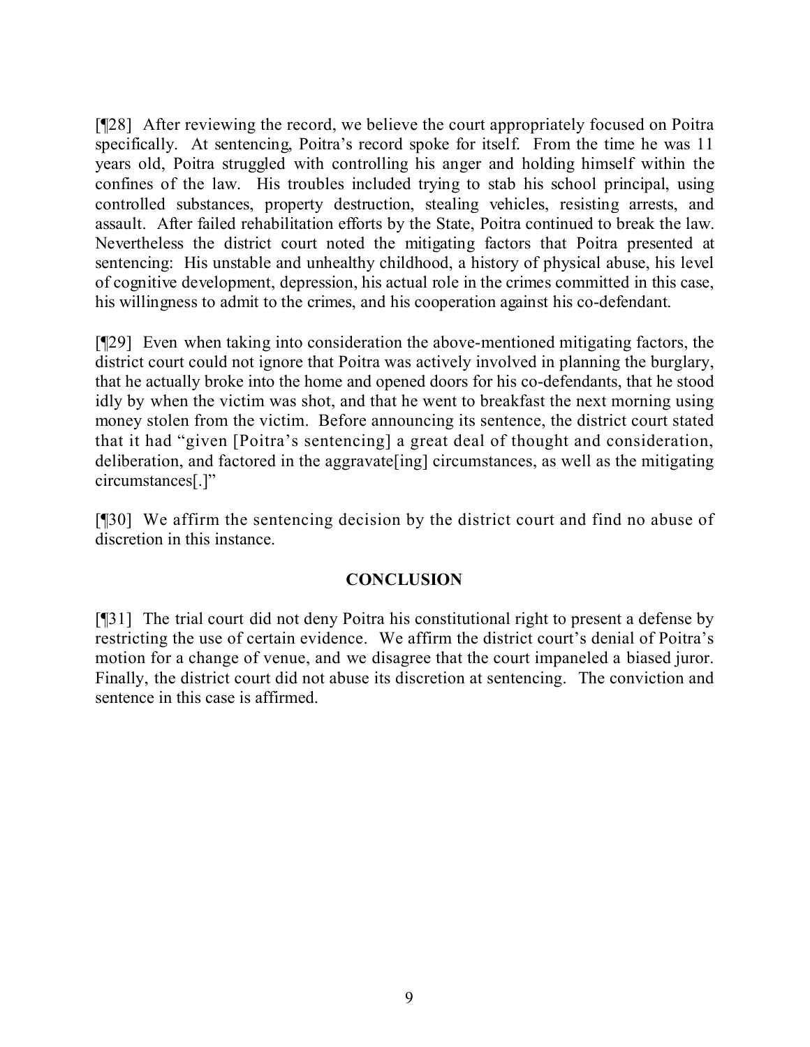[¶28] After reviewing the record, we believe the court appropriately focused on Poitra specifically. At sentencing, Poitra's record spoke for itself. From the time he was 11 years old, Poitra struggled with controlling his anger and holding himself within the confines of the law. His troubles included trying to stab his school principal, using controlled substances, property destruction, stealing vehicles, resisting arrests, and assault. After failed rehabilitation efforts by the State, Poitra continued to break the law. Nevertheless the district court noted the mitigating factors that Poitra presented at sentencing: His unstable and unhealthy childhood, a history of physical abuse, his level of cognitive development, depression, his actual role in the crimes committed in this case, his willingness to admit to the crimes, and his cooperation against his co-defendant.

[¶29] Even when taking into consideration the above-mentioned mitigating factors, the district court could not ignore that Poitra was actively involved in planning the burglary, that he actually broke into the home and opened doors for his co-defendants, that he stood idly by when the victim was shot, and that he went to breakfast the next morning using money stolen from the victim. Before announcing its sentence, the district court stated that it had "given [Poitra's sentencing] a great deal of thought and consideration, deliberation, and factored in the aggravate[ing] circumstances, as well as the mitigating circumstances[.]"

[¶30] We affirm the sentencing decision by the district court and find no abuse of discretion in this instance.

## CONCLUSION

[¶31] The trial court did not deny Poitra his constitutional right to present a defense by restricting the use of certain evidence. We affirm the district court's denial of Poitra's motion for a change of venue, and we disagree that the court impaneled a biased juror. Finally, the district court did not abuse its discretion at sentencing. The conviction and sentence in this case is affirmed.